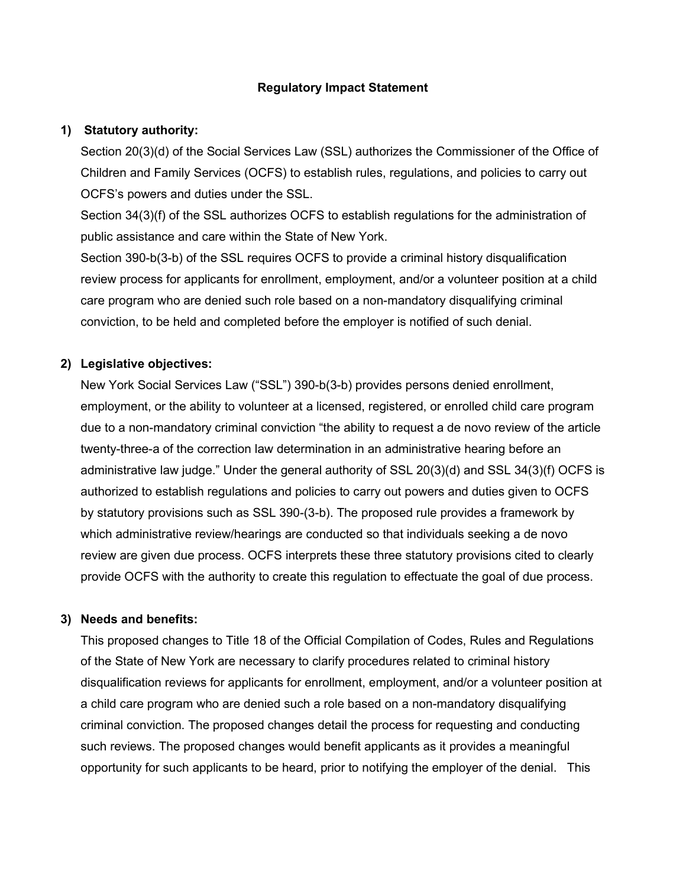# Regulatory Impact Statement

**1) Statutory authority:**

Section 20(3)(d) of the Social Services Law (SSL) authorizes the Commissioner of the Office of Children and Family Services (OCFS) to establish rules, regulations, and policies to carry out OCFS's powers and duties under the SSL.

Section 34(3)(f) of the SSL authorizes OCFS to establish regulations for the administration of public assistance and care within the State of New York.

Section 390-b(3-b) of the SSL requires OCFS to provide a criminal history disqualification review process for applicants for enrollment, employment, and/or a volunteer position at a child care program who are denied such role based on a non-mandatory disqualifying criminal conviction, to be held and completed before the employer is notified of such denial.

**2) Legislative objectives:**

New York Social Services Law ("SSL") 390-b(3-b) provides persons denied enrollment, employment, or the ability to volunteer at a licensed, registered, or enrolled child care program due to a non-mandatory criminal conviction "the ability to request a de novo review of the article twenty-three-a of the correction law determination in an administrative hearing before an administrative law judge." Under the general authority of SSL 20(3)(d) and SSL 34(3)(f) OCFS is authorized to establish regulations and policies to carry out powers and duties given to OCFS by statutory provisions such as SSL 390-(3-b). The proposed rule provides a framework by which administrative review/hearings are conducted so that individuals seeking a de novo review are given due process. OCFS interprets these three statutory provisions cited to clearly provide OCFS with the authority to create this regulation to effectuate the goal of due process.

**3) Needs and benefits:**

This proposed changes to Title 18 of the Official Compilation of Codes, Rules and Regulations of the State of New York are necessary to clarify procedures related to criminal history disqualification reviews for applicants for enrollment, employment, and/or a volunteer position at a child care program who are denied such a role based on a non-mandatory disqualifying criminal conviction. The proposed changes detail the process for requesting and conducting such reviews. The proposed changes would benefit applicants as it provides a meaningful opportunity for such applicants to be heard, prior to notifying the employer of the denial. This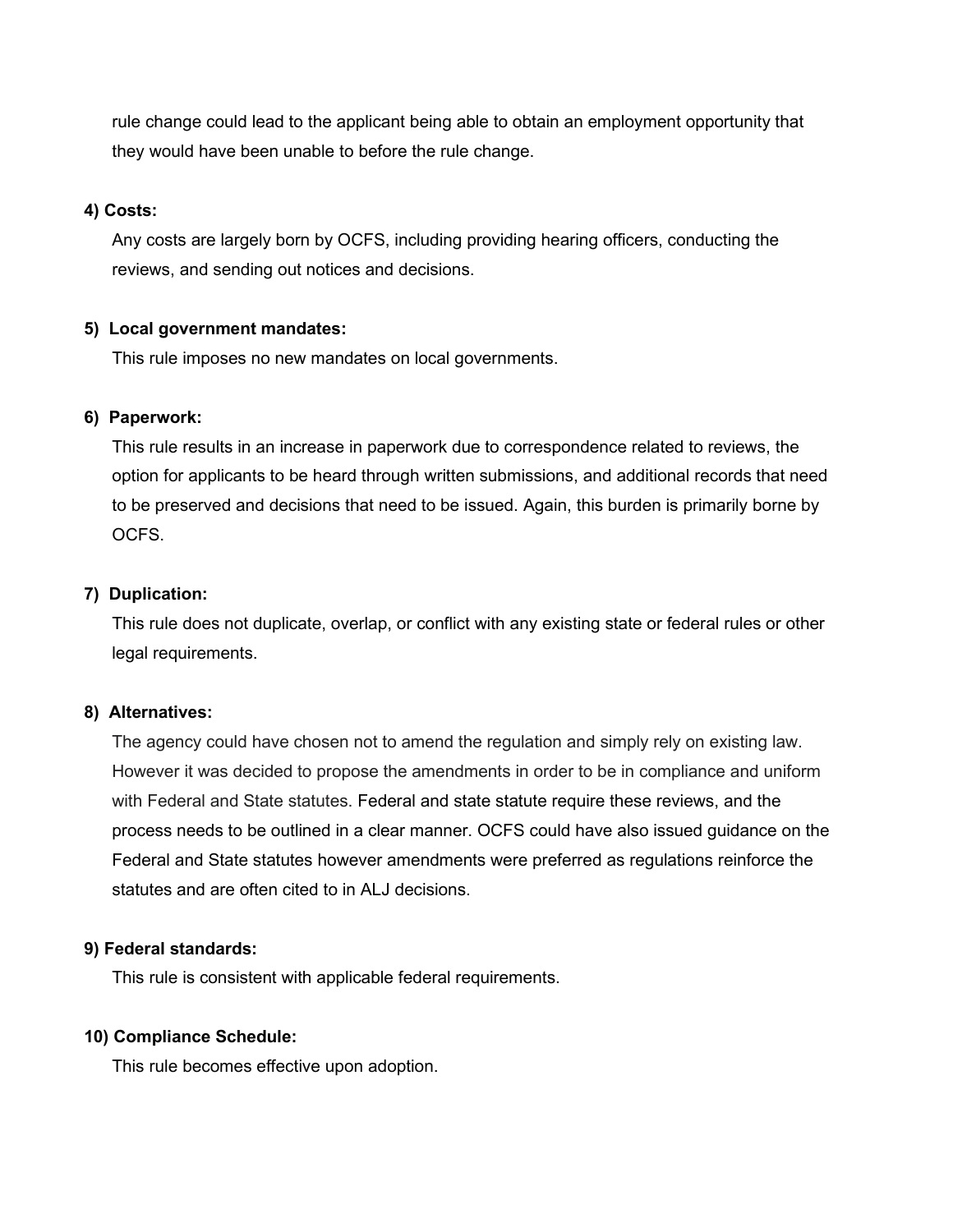rule change could lead to the applicant being able to obtain an employment opportunity that they would have been unable to before the rule change.

**4) Costs:**

Any costs are largely born by OCFS, including providing hearing officers, conducting the reviews, and sending out notices and decisions.

**5) Local government mandates:**

This rule imposes no new mandates on local governments.

**6) Paperwork:**

This rule results in an increase in paperwork due to correspondence related to reviews, the option for applicants to be heard through written submissions, and additional records that need to be preserved and decisions that need to be issued. Again, this burden is primarily borne by OCFS.

**7) Duplication:**

This rule does not duplicate, overlap, or conflict with any existing state or federal rules or other legal requirements.

**8) Alternatives:**

The agency could have chosen not to amend the regulation and simply rely on existing law. However it was decided to propose the amendments in order to be in compliance and uniform with Federal and State statutes. Federal and state statute require these reviews, and the process needs to be outlined in a clear manner. OCFS could have also issued guidance on the Federal and State statutes however amendments were preferred as regulations reinforce the statutes and are often cited to in ALJ decisions.

**9) Federal standards:**

This rule is consistent with applicable federal requirements.

**10) Compliance Schedule:**

This rule becomes effective upon adoption.